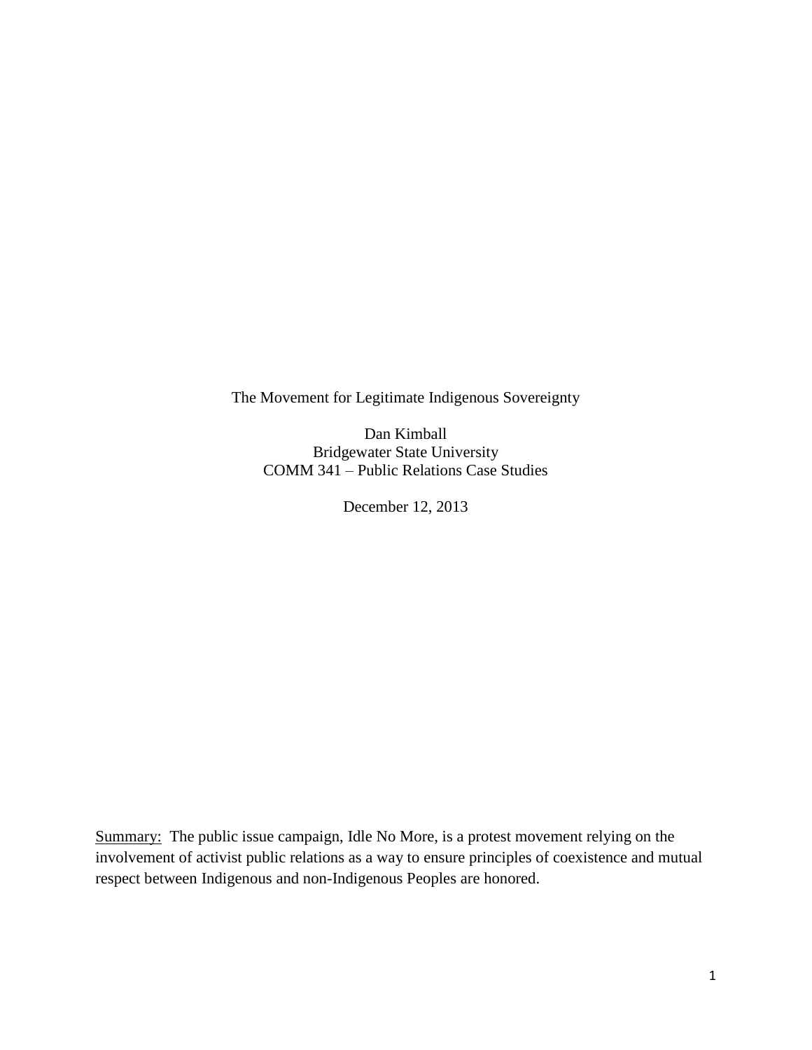# The Movement for Legitimate Indigenous Sovereignty

Dan Kimball
Bridgewater State University
COMM 341 – Public Relations Case Studies

December 12, 2013

Summary: The public issue campaign, Idle No More, is a protest movement relying on the involvement of activist public relations as a way to ensure principles of coexistence and mutual respect between Indigenous and non-Indigenous Peoples are honored.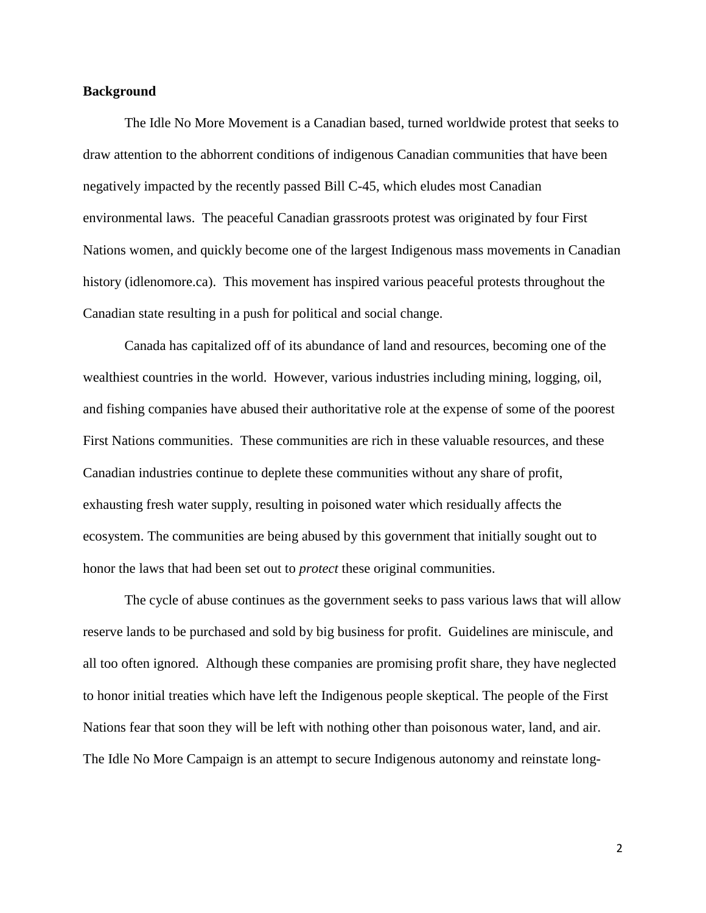**Background**

The Idle No More Movement is a Canadian based, turned worldwide protest that seeks to draw attention to the abhorrent conditions of indigenous Canadian communities that have been negatively impacted by the recently passed Bill C-45, which eludes most Canadian environmental laws. The peaceful Canadian grassroots protest was originated by four First Nations women, and quickly become one of the largest Indigenous mass movements in Canadian history (idlenomore.ca). This movement has inspired various peaceful protests throughout the Canadian state resulting in a push for political and social change.

Canada has capitalized off of its abundance of land and resources, becoming one of the wealthiest countries in the world. However, various industries including mining, logging, oil, and fishing companies have abused their authoritative role at the expense of some of the poorest First Nations communities. These communities are rich in these valuable resources, and these Canadian industries continue to deplete these communities without any share of profit, exhausting fresh water supply, resulting in poisoned water which residually affects the ecosystem. The communities are being abused by this government that initially sought out to honor the laws that had been set out to *protect* these original communities.

The cycle of abuse continues as the government seeks to pass various laws that will allow reserve lands to be purchased and sold by big business for profit. Guidelines are miniscule, and all too often ignored. Although these companies are promising profit share, they have neglected to honor initial treaties which have left the Indigenous people skeptical. The people of the First Nations fear that soon they will be left with nothing other than poisonous water, land, and air. The Idle No More Campaign is an attempt to secure Indigenous autonomy and reinstate long-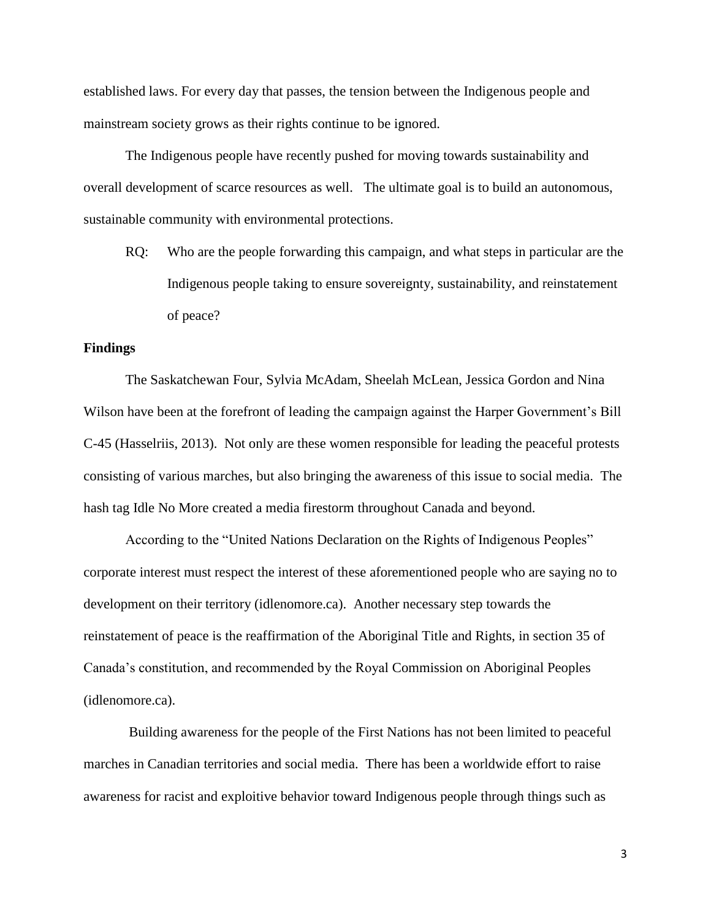established laws. For every day that passes, the tension between the Indigenous people and mainstream society grows as their rights continue to be ignored.

The Indigenous people have recently pushed for moving towards sustainability and overall development of scarce resources as well. The ultimate goal is to build an autonomous, sustainable community with environmental protections.

RQ: Who are the people forwarding this campaign, and what steps in particular are the Indigenous people taking to ensure sovereignty, sustainability, and reinstatement of peace?

**Findings**

The Saskatchewan Four, Sylvia McAdam, Sheelah McLean, Jessica Gordon and Nina Wilson have been at the forefront of leading the campaign against the Harper Government's Bill C-45 (Hasselriis, 2013). Not only are these women responsible for leading the peaceful protests consisting of various marches, but also bringing the awareness of this issue to social media. The hash tag Idle No More created a media firestorm throughout Canada and beyond.

According to the "United Nations Declaration on the Rights of Indigenous Peoples" corporate interest must respect the interest of these aforementioned people who are saying no to development on their territory (idlenomore.ca). Another necessary step towards the reinstatement of peace is the reaffirmation of the Aboriginal Title and Rights, in section 35 of Canada's constitution, and recommended by the Royal Commission on Aboriginal Peoples (idlenomore.ca).

Building awareness for the people of the First Nations has not been limited to peaceful marches in Canadian territories and social media. There has been a worldwide effort to raise awareness for racist and exploitive behavior toward Indigenous people through things such as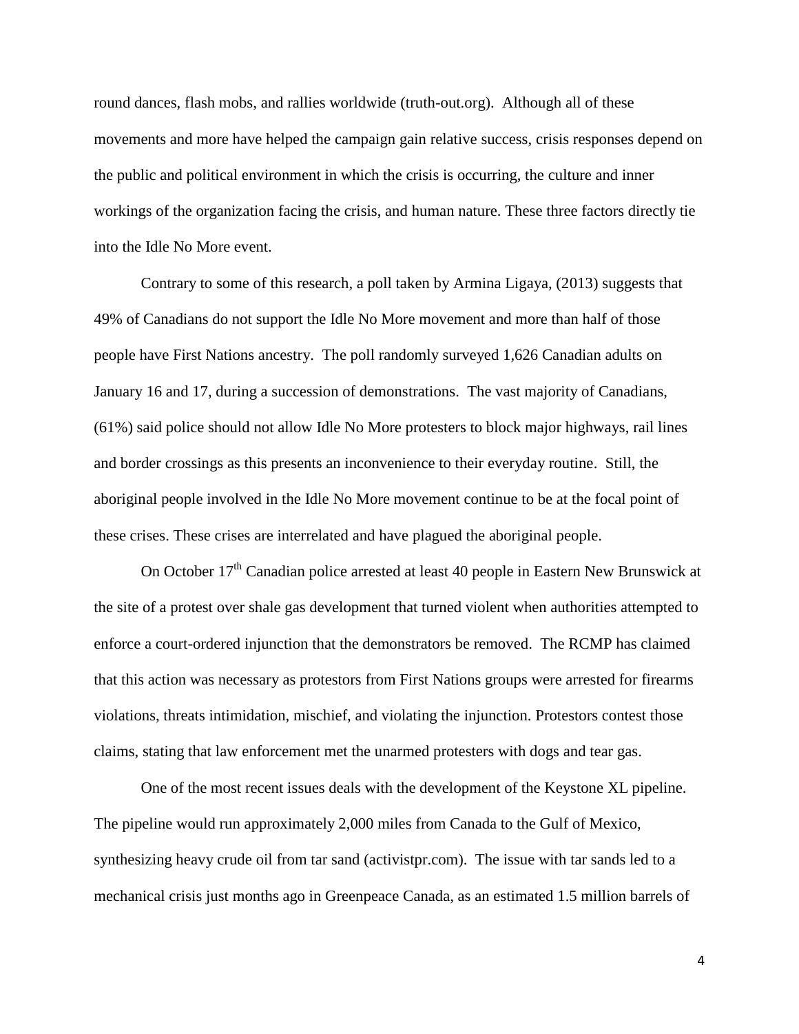round dances, flash mobs, and rallies worldwide (truth-out.org). Although all of these movements and more have helped the campaign gain relative success, crisis responses depend on the public and political environment in which the crisis is occurring, the culture and inner workings of the organization facing the crisis, and human nature. These three factors directly tie into the Idle No More event.

Contrary to some of this research, a poll taken by Armina Ligaya, (2013) suggests that 49% of Canadians do not support the Idle No More movement and more than half of those people have First Nations ancestry. The poll randomly surveyed 1,626 Canadian adults on January 16 and 17, during a succession of demonstrations. The vast majority of Canadians, (61%) said police should not allow Idle No More protesters to block major highways, rail lines and border crossings as this presents an inconvenience to their everyday routine. Still, the aboriginal people involved in the Idle No More movement continue to be at the focal point of these crises. These crises are interrelated and have plagued the aboriginal people.

On October 17th Canadian police arrested at least 40 people in Eastern New Brunswick at the site of a protest over shale gas development that turned violent when authorities attempted to enforce a court-ordered injunction that the demonstrators be removed. The RCMP has claimed that this action was necessary as protestors from First Nations groups were arrested for firearms violations, threats intimidation, mischief, and violating the injunction. Protestors contest those claims, stating that law enforcement met the unarmed protesters with dogs and tear gas.

One of the most recent issues deals with the development of the Keystone XL pipeline. The pipeline would run approximately 2,000 miles from Canada to the Gulf of Mexico, synthesizing heavy crude oil from tar sand (activistpr.com). The issue with tar sands led to a mechanical crisis just months ago in Greenpeace Canada, as an estimated 1.5 million barrels of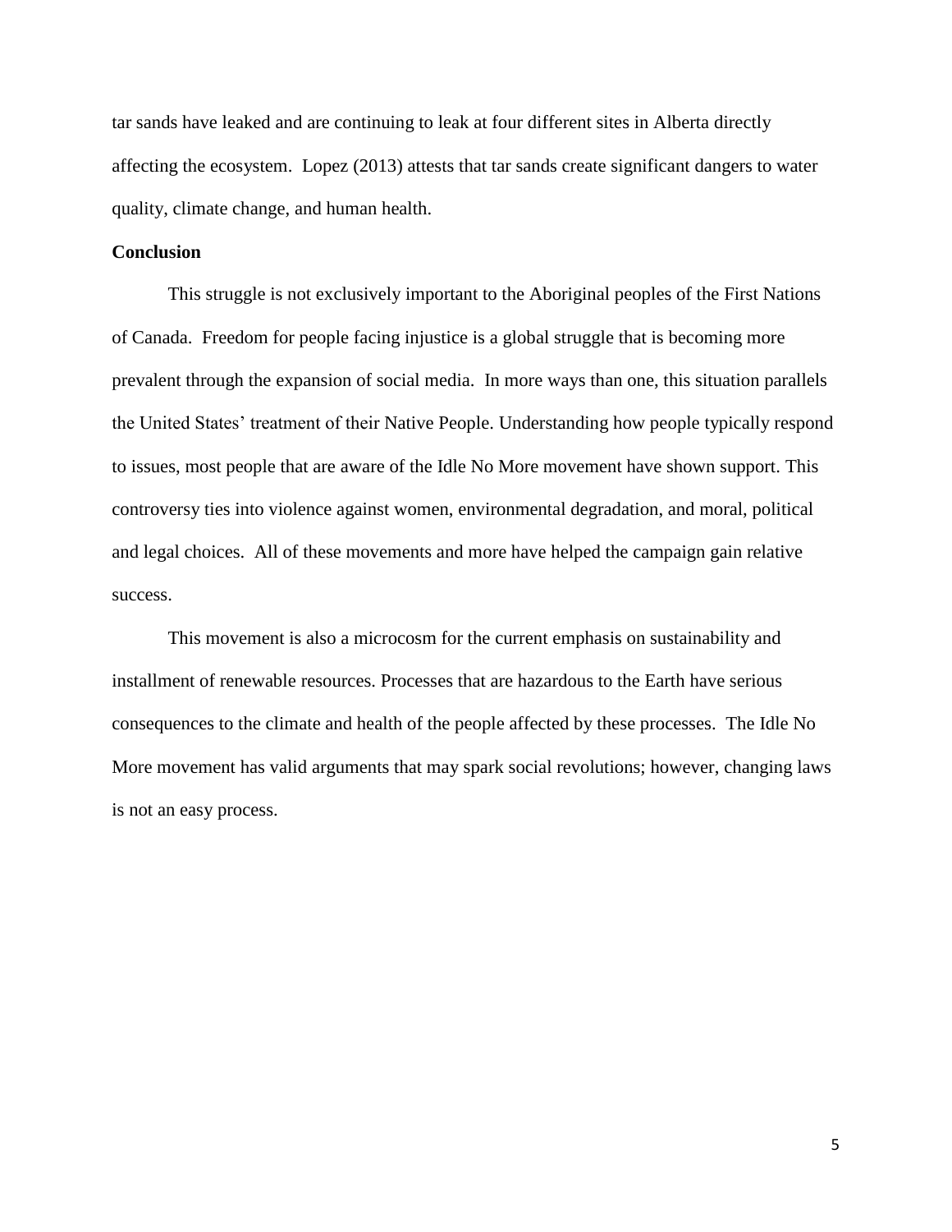tar sands have leaked and are continuing to leak at four different sites in Alberta directly affecting the ecosystem. Lopez (2013) attests that tar sands create significant dangers to water quality, climate change, and human health.

**Conclusion**

This struggle is not exclusively important to the Aboriginal peoples of the First Nations of Canada. Freedom for people facing injustice is a global struggle that is becoming more prevalent through the expansion of social media. In more ways than one, this situation parallels the United States' treatment of their Native People. Understanding how people typically respond to issues, most people that are aware of the Idle No More movement have shown support. This controversy ties into violence against women, environmental degradation, and moral, political and legal choices. All of these movements and more have helped the campaign gain relative success.

This movement is also a microcosm for the current emphasis on sustainability and installment of renewable resources. Processes that are hazardous to the Earth have serious consequences to the climate and health of the people affected by these processes. The Idle No More movement has valid arguments that may spark social revolutions; however, changing laws is not an easy process.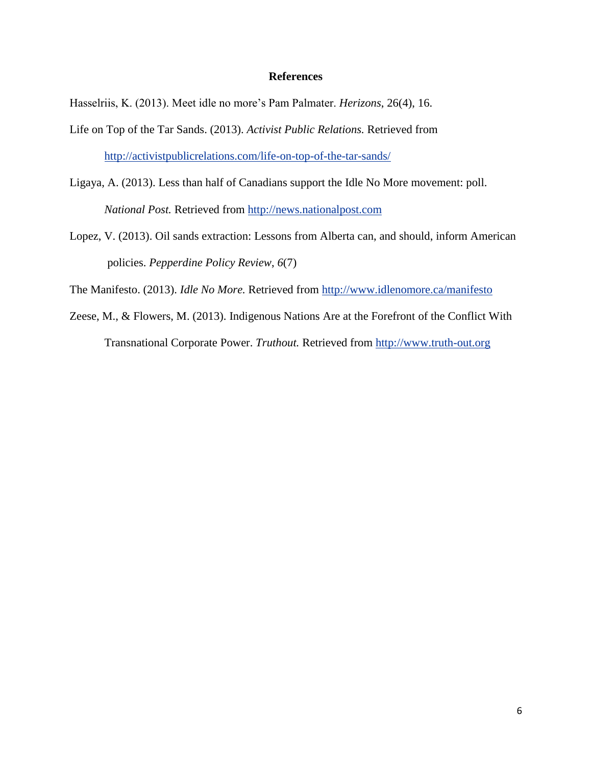# References

Hasselriis, K. (2013). Meet idle no more's Pam Palmater. *Herizons*, 26(4), 16.

Life on Top of the Tar Sands. (2013). *Activist Public Relations.* Retrieved from http://activistpublicrelations.com/life-on-top-of-the-tar-sands/

Ligaya, A. (2013). Less than half of Canadians support the Idle No More movement: poll. *National Post.* Retrieved from http://news.nationalpost.com

Lopez, V. (2013). Oil sands extraction: Lessons from Alberta can, and should, inform American policies. *Pepperdine Policy Review*, *6*(7)

The Manifesto. (2013). *Idle No More.* Retrieved from http://www.idlenomore.ca/manifesto

Zeese, M., & Flowers, M. (2013). Indigenous Nations Are at the Forefront of the Conflict With Transnational Corporate Power. *Truthout.* Retrieved from http://www.truth-out.org